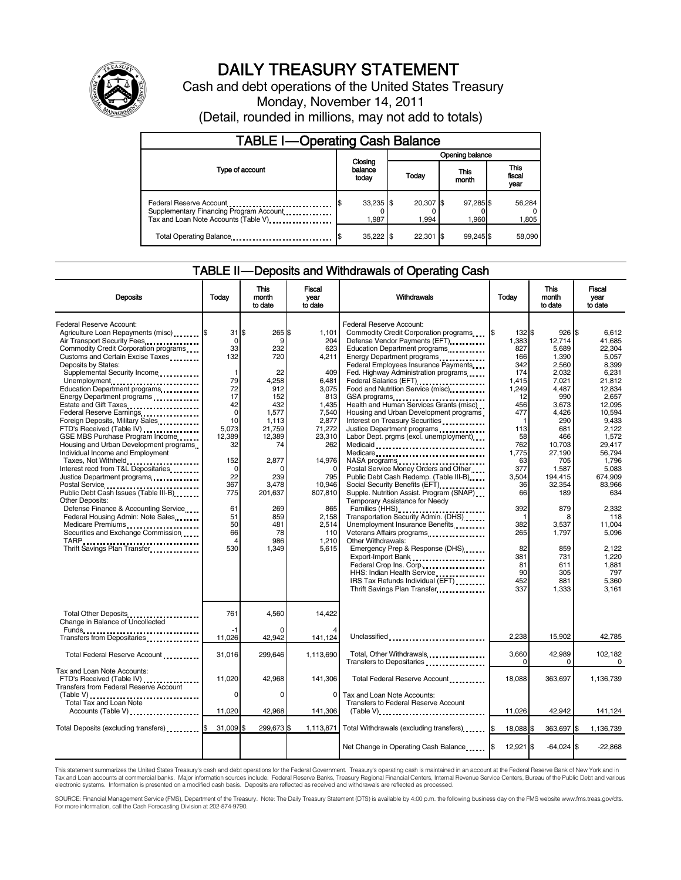# DAILY TREASURY STATEMENT

Cash and debt operations of the United States Treasury

Monday, November 14, 2011

(Detail, rounded in millions, may not add to totals)

## TABLE I—Operating Cash Balance

| Type of account | Closing balance today | Opening balance Today | Opening balance This month | Opening balance This fiscal year |
|---|---|---|---|---|
| Federal Reserve Account | $ 33,235 | $ 20,307 | $ 97,285 | $ 56,284 |
| Supplementary Financing Program Account | 0 | 0 | 0 | 0 |
| Tax and Loan Note Accounts (Table V) | 1,987 | 1,994 | 1,960 | 1,805 |
| Total Operating Balance | $ 35,222 | $ 22,301 | $ 99,245 | $ 58,090 |

## TABLE II—Deposits and Withdrawals of Operating Cash

| Deposits | Today | This month to date | Fiscal year to date |
|---|---|---|---|
| Federal Reserve Account: | | | |
| Agriculture Loan Repayments (misc) | $ 31 | $ 265 | $ 1,101 |
| Air Transport Security Fees | 0 | 9 | 204 |
| Commodity Credit Corporation programs | 33 | 232 | 623 |
| Customs and Certain Excise Taxes | 132 | 720 | 4,211 |
| Deposits by States: | | | |
| Supplemental Security Income | 1 | 22 | 409 |
| Unemployment | 79 | 4,258 | 6,481 |
| Education Department programs | 72 | 912 | 3,075 |
| Energy Department programs | 17 | 152 | 813 |
| Estate and Gift Taxes | 42 | 432 | 1,435 |
| Federal Reserve Earnings | 0 | 1,577 | 7,540 |
| Foreign Deposits, Military Sales | 10 | 1,113 | 2,877 |
| FTD's Received (Table IV) | 5,073 | 21,759 | 71,272 |
| GSE MBS Purchase Program Income | 12,389 | 12,389 | 23,310 |
| Housing and Urban Development programs | 32 | 74 | 262 |
| Individual Income and Employment Taxes, Not Withheld | 152 | 2,877 | 14,976 |
| Interest recd from T&L Depositaries | 0 | 0 | 0 |
| Justice Department programs | 22 | 239 | 795 |
| Postal Service | 367 | 3,478 | 10,946 |
| Public Debt Cash Issues (Table III-B) | 775 | 201,637 | 807,810 |
| Other Deposits: | | | |
| Defense Finance & Accounting Service | 61 | 269 | 865 |
| Federal Housing Admin: Note Sales | 51 | 859 | 2,158 |
| Medicare Premiums | 50 | 481 | 2,514 |
| Securities and Exchange Commission | 66 | 78 | 110 |
| TARP | 4 | 986 | 1,210 |
| Thrift Savings Plan Transfer | 530 | 1,349 | 5,615 |
| Total Other Deposits | 761 | 4,560 | 14,422 |
| Change in Balance of Uncollected Funds | -1 | 0 | 4 |
| Transfers from Depositaries | 11,026 | 42,942 | 141,124 |
| Total Federal Reserve Account | 31,016 | 299,646 | 1,113,690 |
| Tax and Loan Note Accounts: | | | |
| FTD's Received (Table IV) | 11,020 | 42,968 | 141,306 |
| Transfers from Federal Reserve Account (Table V) | 0 | 0 | 0 |
| Total Tax and Loan Note Accounts (Table V) | 11,020 | 42,968 | 141,306 |
| Total Deposits (excluding transfers) | $ 31,009 | $ 299,673 | $ 1,113,871 |

| Withdrawals | Today | This month to date | Fiscal year to date |
|---|---|---|---|
| Federal Reserve Account: | | | |
| Commodity Credit Corporation programs | $ 132 | $ 926 | $ 6,612 |
| Defense Vendor Payments (EFT) | 1,383 | 12,714 | 41,685 |
| Education Department programs | 827 | 5,689 | 22,304 |
| Energy Department programs | 166 | 1,390 | 5,057 |
| Federal Employees Insurance Payments | 342 | 2,560 | 8,399 |
| Fed. Highway Administration programs | 174 | 2,032 | 6,231 |
| Federal Salaries (EFT) | 1,415 | 7,021 | 21,812 |
| Food and Nutrition Service (misc) | 1,249 | 4,487 | 12,834 |
| GSA programs | 12 | 990 | 2,657 |
| Health and Human Services Grants (misc) | 456 | 3,673 | 12,095 |
| Housing and Urban Development programs | 477 | 4,426 | 10,594 |
| Interest on Treasury Securities | 1 | 290 | 9,433 |
| Justice Department programs | 113 | 681 | 2,122 |
| Labor Dept. prgms (excl. unemployment) | 58 | 466 | 1,572 |
| Medicaid | 762 | 10,703 | 29,417 |
| Medicare | 1,775 | 27,190 | 56,794 |
| NASA programs | 63 | 705 | 1,796 |
| Postal Service Money Orders and Other | 377 | 1,587 | 5,083 |
| Public Debt Cash Redemp. (Table III-B) | 3,504 | 194,415 | 674,909 |
| Social Security Benefits (EFT) | 36 | 32,354 | 83,966 |
| Supple. Nutrition Assist. Program (SNAP) | 66 | 189 | 634 |
| Temporary Assistance for Needy Families (HHS) | 392 | 879 | 2,332 |
| Transportation Security Admin. (DHS) | 1 | 8 | 118 |
| Unemployment Insurance Benefits | 382 | 3,537 | 11,004 |
| Veterans Affairs programs | 265 | 1,797 | 5,096 |
| Other Withdrawals: | | | |
| Emergency Prep & Response (DHS) | 82 | 859 | 2,122 |
| Export-Import Bank | 381 | 731 | 1,220 |
| Federal Crop Ins. Corp. | 81 | 611 | 1,881 |
| HHS: Indian Health Service | 90 | 305 | 797 |
| IRS Tax Refunds Individual (EFT) | 452 | 881 | 5,360 |
| Thrift Savings Plan Transfer | 337 | 1,333 | 3,161 |
| Unclassified | 2,238 | 15,902 | 42,785 |
| Total, Other Withdrawals | 3,660 | 42,989 | 102,182 |
| Transfers to Depositaries | 0 | 0 | 0 |
| Total Federal Reserve Account | 18,088 | 363,697 | 1,136,739 |
| Tax and Loan Note Accounts: | | | |
| Transfers to Federal Reserve Account (Table V) | 11,026 | 42,942 | 141,124 |
| Total Withdrawals (excluding transfers) | $ 18,088 | $ 363,697 | $ 1,136,739 |
| Net Change in Operating Cash Balance | $ 12,921 | $ -64,024 | $ -22,868 |

This statement summarizes the United States Treasury's cash and debt operations for the Federal Government. Treasury's operating cash is maintained in an account at the Federal Reserve Bank of New York and in Tax and Loan accounts at commercial banks. Major information sources include: Federal Reserve Banks, Treasury Regional Financial Centers, Internal Revenue Service Centers, Bureau of the Public Debt and various electronic systems. Information is presented on a modified cash basis. Deposits are reflected as received and withdrawals are reflected as processed.

SOURCE: Financial Management Service (FMS), Department of the Treasury. Note: The Daily Treasury Statement (DTS) is available by 4:00 p.m. the following business day on the FMS website www.fms.treas.gov/dts. For more information, call the Cash Forecasting Division at 202-874-9790.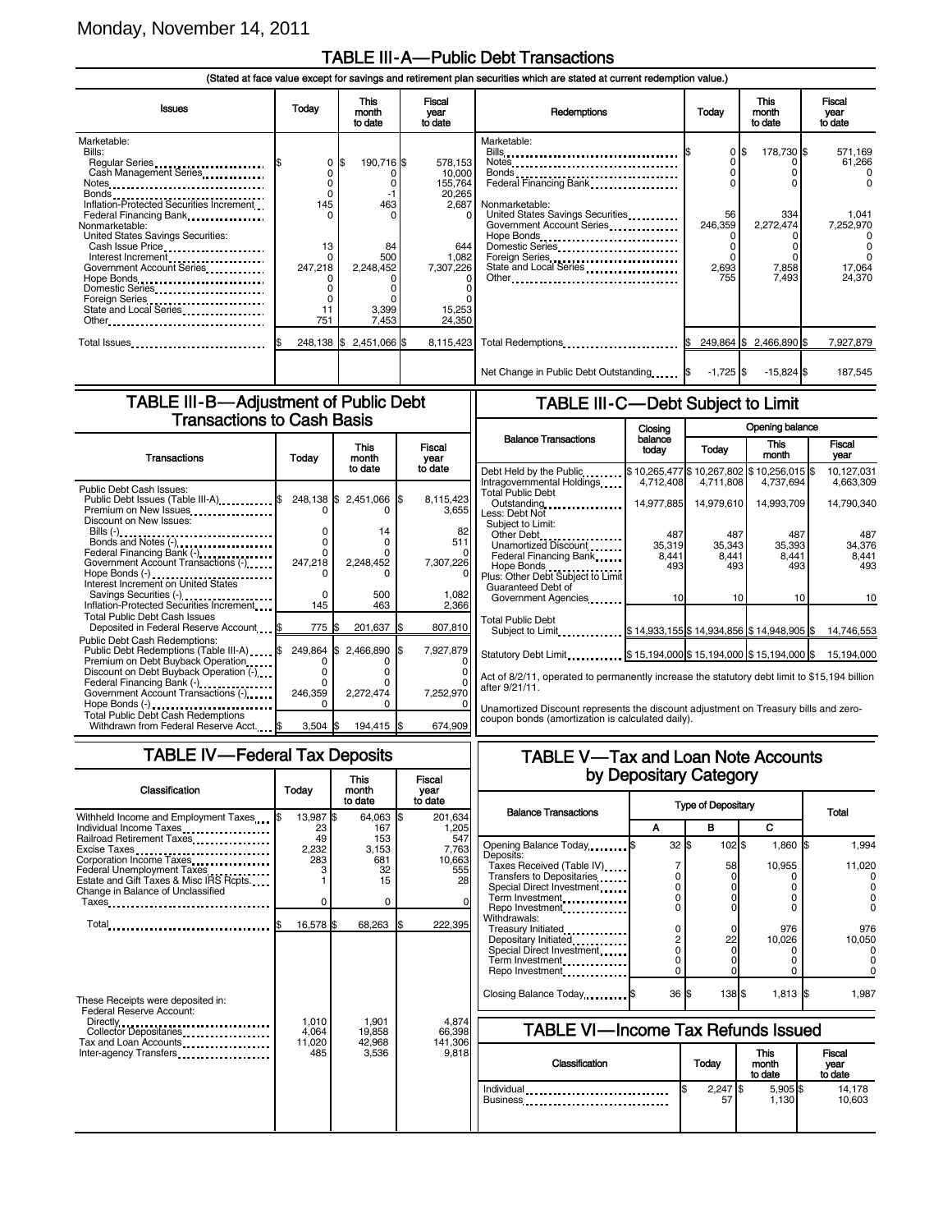Monday, November 14, 2011

## TABLE III-A—Public Debt Transactions

(Stated at face value except for savings and retirement plan securities which are stated at current redemption value.)

| Issues | Today | This month to date | Fiscal year to date |
|---|---|---|---|
| Marketable: | | | |
| Bills: | | | |
| Regular Series | $ 0 | $ 190,716 | $ 578,153 |
| Cash Management Series | 0 | 0 | 10,000 |
| Notes | 0 | 0 | 155,764 |
| Bonds | 0 | -1 | 20,265 |
| Inflation-Protected Securities Increment | 145 | 463 | 2,687 |
| Federal Financing Bank | 0 | 0 | 0 |
| Nonmarketable: | | | |
| United States Savings Securities: | | | |
| Cash Issue Price | 13 | 84 | 644 |
| Interest Increment | 0 | 500 | 1,082 |
| Government Account Series | 247,218 | 2,248,452 | 7,307,226 |
| Hope Bonds | 0 | 0 | 0 |
| Domestic Series | 0 | 0 | 0 |
| Foreign Series | 0 | 0 | 0 |
| State and Local Series | 11 | 3,399 | 15,253 |
| Other | 751 | 7,453 | 24,350 |
| Total Issues | $ 248,138 | $ 2,451,066 | $ 8,115,423 |

| Redemptions | Today | This month to date | Fiscal year to date |
|---|---|---|---|
| Marketable: | | | |
| Bills | $ 0 | $ 178,730 | $ 571,169 |
| Notes | 0 | 0 | 61,266 |
| Bonds | 0 | 0 | 0 |
| Federal Financing Bank | 0 | 0 | 0 |
| Nonmarketable: | | | |
| United States Savings Securities | 56 | 334 | 1,041 |
| Government Account Series | 246,359 | 2,272,474 | 7,252,970 |
| Hope Bonds | 0 | 0 | 0 |
| Domestic Series | 0 | 0 | 0 |
| Foreign Series | 0 | 0 | 0 |
| State and Local Series | 2,693 | 7,858 | 17,064 |
| Other | 755 | 7,493 | 24,370 |
| Total Redemptions | $ 249,864 | $ 2,466,890 | $ 7,927,879 |
| Net Change in Public Debt Outstanding | $ -1,725 | $ -15,824 | $ 187,545 |

## TABLE III-B—Adjustment of Public Debt Transactions to Cash Basis

| Transactions | Today | This month to date | Fiscal year to date |
|---|---|---|---|
| Public Debt Cash Issues: | | | |
| Public Debt Issues (Table III-A) | $ 248,138 | $ 2,451,066 | $ 8,115,423 |
| Premium on New Issues | 0 | 0 | 3,655 |
| Discount on New Issues: | | | |
| Bills (-) | 0 | 14 | 82 |
| Bonds and Notes (-) | 0 | 0 | 511 |
| Federal Financing Bank (-) | 0 | 0 | 0 |
| Government Account Transactions (-) | 247,218 | 2,248,452 | 7,307,226 |
| Hope Bonds (-) | 0 | 0 | 0 |
| Interest Increment on United States Savings Securities (-) | 0 | 500 | 1,082 |
| Inflation-Protected Securities Increment | 145 | 463 | 2,366 |
| Total Public Debt Cash Issues Deposited in Federal Reserve Account | $ 775 | $ 201,637 | $ 807,810 |
| Public Debt Cash Redemptions: | | | |
| Public Debt Redemptions (Table III-A) | $ 249,864 | $ 2,466,890 | $ 7,927,879 |
| Premium on Debt Buyback Operation | 0 | 0 | 0 |
| Discount on Debt Buyback Operation (-) | 0 | 0 | 0 |
| Federal Financing Bank (-) | 0 | 0 | 0 |
| Government Account Transactions (-) | 246,359 | 2,272,474 | 7,252,970 |
| Hope Bonds (-) | 0 | 0 | 0 |
| Total Public Debt Cash Redemptions Withdrawn from Federal Reserve Acct. | $ 3,504 | $ 194,415 | $ 674,909 |

## TABLE III-C—Debt Subject to Limit

| Balance Transactions | Closing balance today | Opening balance Today | Opening balance This month | Opening balance Fiscal year |
|---|---|---|---|---|
| Debt Held by the Public | $ 10,265,477 | $ 10,267,802 | $ 10,256,015 | $ 10,127,031 |
| Intragovernmental Holdings | 4,712,408 | 4,711,808 | 4,737,694 | 4,663,309 |
| Total Public Debt Outstanding | 14,977,885 | 14,979,610 | 14,993,709 | 14,790,340 |
| Less: Debt Not Subject to Limit: | | | | |
| Other Debt | 487 | 487 | 487 | 487 |
| Unamortized Discount | 35,319 | 35,343 | 35,393 | 34,376 |
| Federal Financing Bank | 8,441 | 8,441 | 8,441 | 8,441 |
| Hope Bonds | 493 | 493 | 493 | 493 |
| Plus: Other Debt Subject to Limit | | | | |
| Guaranteed Debt of Government Agencies | 10 | 10 | 10 | 10 |
| Total Public Debt Subject to Limit | $ 14,933,155 | $ 14,934,856 | $ 14,948,905 | $ 14,746,553 |
| Statutory Debt Limit | $ 15,194,000 | $ 15,194,000 | $ 15,194,000 | $ 15,194,000 |

Act of 8/2/11, operated to permanently increase the statutory debt limit to $15,194 billion after 9/21/11.

Unamortized Discount represents the discount adjustment on Treasury bills and zero-coupon bonds (amortization is calculated daily).

## TABLE IV—Federal Tax Deposits

| Classification | Today | This month to date | Fiscal year to date |
|---|---|---|---|
| Withheld Income and Employment Taxes | $ 13,987 | $ 64,063 | $ 201,634 |
| Individual Income Taxes | 23 | 167 | 1,205 |
| Railroad Retirement Taxes | 49 | 153 | 547 |
| Excise Taxes | 2,232 | 3,153 | 7,763 |
| Corporation Income Taxes | 283 | 681 | 10,663 |
| Federal Unemployment Taxes | 3 | 32 | 555 |
| Estate and Gift Taxes & Misc IRS Rcpts. | 1 | 15 | 28 |
| Change in Balance of Unclassified Taxes | 0 | 0 | 0 |
| Total | $ 16,578 | $ 68,263 | $ 222,395 |
| These Receipts were deposited in: | | | |
| Federal Reserve Account: | | | |
| Directly | 1,010 | 1,901 | 4,874 |
| Collector Depositaries | 4,064 | 19,858 | 66,398 |
| Tax and Loan Accounts | 11,020 | 42,968 | 141,306 |
| Inter-agency Transfers | 485 | 3,536 | 9,818 |

## TABLE V—Tax and Loan Note Accounts by Depositary Category

| Balance Transactions | Type of Depositary A | B | C | Total |
|---|---|---|---|---|
| Opening Balance Today | $ 32 | $ 102 | $ 1,860 | $ 1,994 |
| Deposits: | | | | |
| Taxes Received (Table IV) | 7 | 58 | 10,955 | 11,020 |
| Transfers to Depositaries | 0 | 0 | 0 | 0 |
| Special Direct Investment | 0 | 0 | 0 | 0 |
| Term Investment | 0 | 0 | 0 | 0 |
| Repo Investment | 0 | 0 | 0 | 0 |
| Withdrawals: | | | | |
| Treasury Initiated | 0 | 0 | 976 | 976 |
| Depositary Initiated | 2 | 22 | 10,026 | 10,050 |
| Special Direct Investment | 0 | 0 | 0 | 0 |
| Term Investment | 0 | 0 | 0 | 0 |
| Repo Investment | 0 | 0 | 0 | 0 |
| Closing Balance Today | $ 36 | $ 138 | $ 1,813 | $ 1,987 |

## TABLE VI—Income Tax Refunds Issued

| Classification | Today | This month to date | Fiscal year to date |
|---|---|---|---|
| Individual | $ 2,247 | $ 5,905 | $ 14,178 |
| Business | 57 | 1,130 | 10,603 |